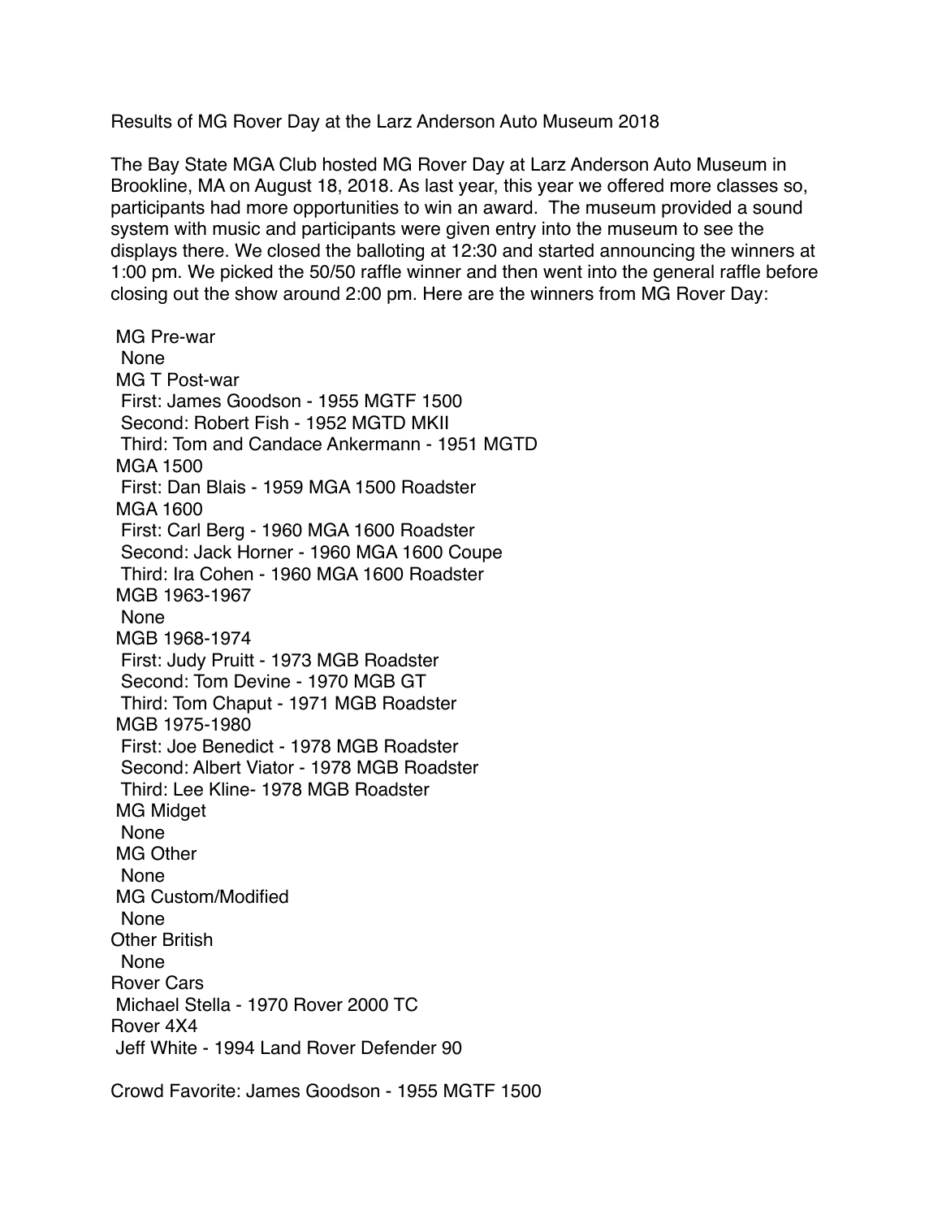# Results of MG Rover Day at the Larz Anderson Auto Museum 2018

The Bay State MGA Club hosted MG Rover Day at Larz Anderson Auto Museum in Brookline, MA on August 18, 2018. As last year, this year we offered more classes so, participants had more opportunities to win an award. The museum provided a sound system with music and participants were given entry into the museum to see the displays there. We closed the balloting at 12:30 and started announcing the winners at 1:00 pm. We picked the 50/50 raffle winner and then went into the general raffle before closing out the show around 2:00 pm. Here are the winners from MG Rover Day:

- MG Pre-war
  - None
- MG T Post-war
  - First: James Goodson - 1955 MGTF 1500
  - Second: Robert Fish - 1952 MGTD MKII
  - Third: Tom and Candace Ankermann - 1951 MGTD
- MGA 1500
  - First: Dan Blais - 1959 MGA 1500 Roadster
- MGA 1600
  - First: Carl Berg - 1960 MGA 1600 Roadster
  - Second: Jack Horner - 1960 MGA 1600 Coupe
  - Third: Ira Cohen - 1960 MGA 1600 Roadster
- MGB 1963-1967
  - None
- MGB 1968-1974
  - First: Judy Pruitt - 1973 MGB Roadster
  - Second: Tom Devine - 1970 MGB GT
  - Third: Tom Chaput - 1971 MGB Roadster
- MGB 1975-1980
  - First: Joe Benedict - 1978 MGB Roadster
  - Second: Albert Viator - 1978 MGB Roadster
  - Third: Lee Kline- 1978 MGB Roadster
- MG Midget
  - None
- MG Other
  - None
- MG Custom/Modified
  - None
- Other British
  - None
- Rover Cars
  - Michael Stella - 1970 Rover 2000 TC
- Rover 4X4
  - Jeff White - 1994 Land Rover Defender 90

Crowd Favorite: James Goodson - 1955 MGTF 1500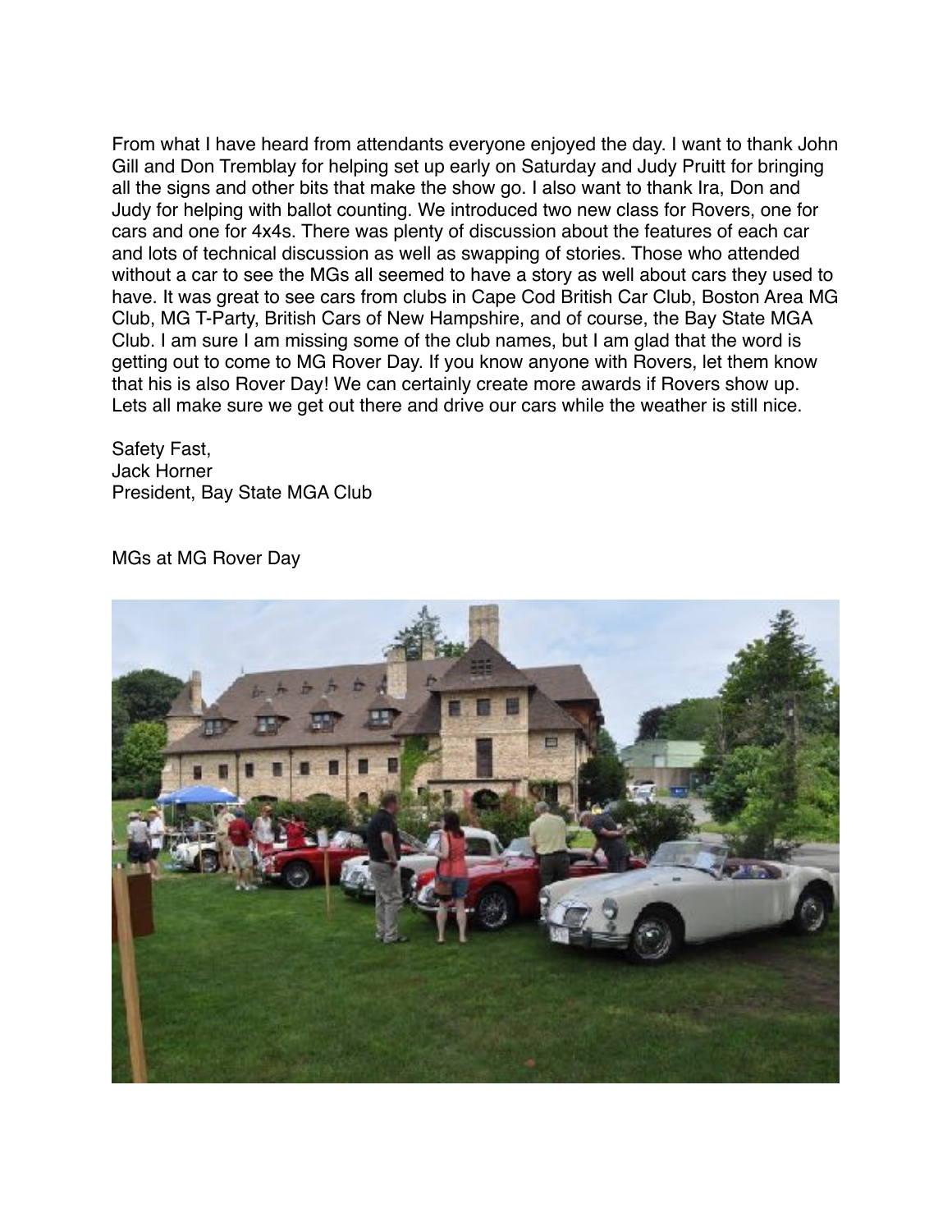From what I have heard from attendants everyone enjoyed the day. I want to thank John Gill and Don Tremblay for helping set up early on Saturday and Judy Pruitt for bringing all the signs and other bits that make the show go. I also want to thank Ira, Don and Judy for helping with ballot counting. We introduced two new class for Rovers, one for cars and one for 4x4s. There was plenty of discussion about the features of each car and lots of technical discussion as well as swapping of stories. Those who attended without a car to see the MGs all seemed to have a story as well about cars they used to have. It was great to see cars from clubs in Cape Cod British Car Club, Boston Area MG Club, MG T-Party, British Cars of New Hampshire, and of course, the Bay State MGA Club. I am sure I am missing some of the club names, but I am glad that the word is getting out to come to MG Rover Day. If you know anyone with Rovers, let them know that his is also Rover Day! We can certainly create more awards if Rovers show up. Lets all make sure we get out there and drive our cars while the weather is still nice.

Safety Fast,
Jack Horner
President, Bay State MGA Club

MGs at MG Rover Day